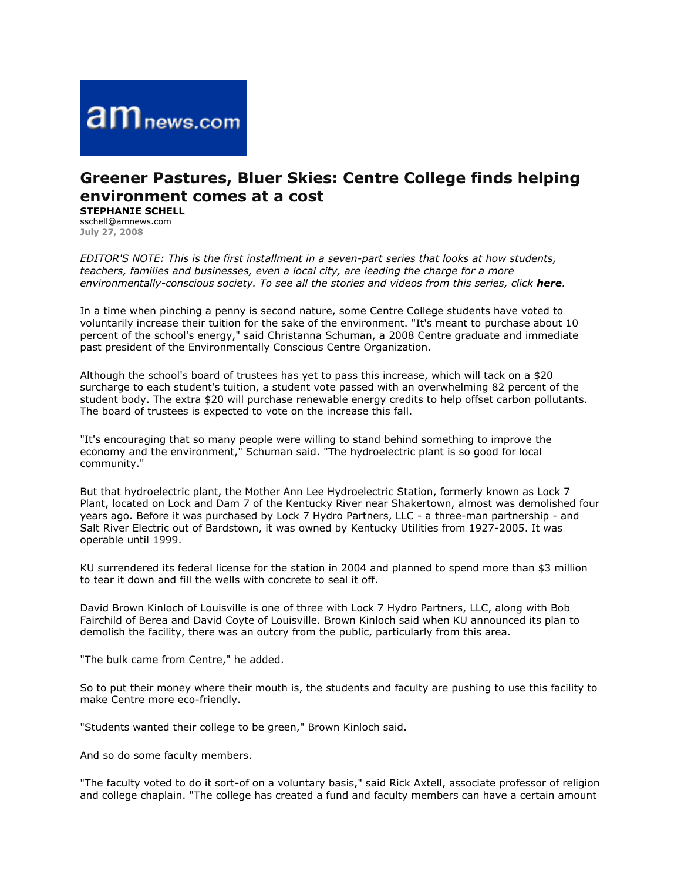# Greener Pastures, Bluer Skies: Centre College finds helping environment comes at a cost

**STEPHANIE SCHELL**
sschell@amnews.com
July 27, 2008

*EDITOR'S NOTE: This is the first installment in a seven-part series that looks at how students, teachers, families and businesses, even a local city, are leading the charge for a more environmentally-conscious society. To see all the stories and videos from this series, click* ***here****.*

In a time when pinching a penny is second nature, some Centre College students have voted to voluntarily increase their tuition for the sake of the environment. "It's meant to purchase about 10 percent of the school's energy," said Christanna Schuman, a 2008 Centre graduate and immediate past president of the Environmentally Conscious Centre Organization.

Although the school's board of trustees has yet to pass this increase, which will tack on a $20 surcharge to each student's tuition, a student vote passed with an overwhelming 82 percent of the student body. The extra $20 will purchase renewable energy credits to help offset carbon pollutants. The board of trustees is expected to vote on the increase this fall.

"It's encouraging that so many people were willing to stand behind something to improve the economy and the environment," Schuman said. "The hydroelectric plant is so good for local community."

But that hydroelectric plant, the Mother Ann Lee Hydroelectric Station, formerly known as Lock 7 Plant, located on Lock and Dam 7 of the Kentucky River near Shakertown, almost was demolished four years ago. Before it was purchased by Lock 7 Hydro Partners, LLC - a three-man partnership - and Salt River Electric out of Bardstown, it was owned by Kentucky Utilities from 1927-2005. It was operable until 1999.

KU surrendered its federal license for the station in 2004 and planned to spend more than $3 million to tear it down and fill the wells with concrete to seal it off.

David Brown Kinloch of Louisville is one of three with Lock 7 Hydro Partners, LLC, along with Bob Fairchild of Berea and David Coyte of Louisville. Brown Kinloch said when KU announced its plan to demolish the facility, there was an outcry from the public, particularly from this area.

"The bulk came from Centre," he added.

So to put their money where their mouth is, the students and faculty are pushing to use this facility to make Centre more eco-friendly.

"Students wanted their college to be green," Brown Kinloch said.

And so do some faculty members.

"The faculty voted to do it sort-of on a voluntary basis," said Rick Axtell, associate professor of religion and college chaplain. "The college has created a fund and faculty members can have a certain amount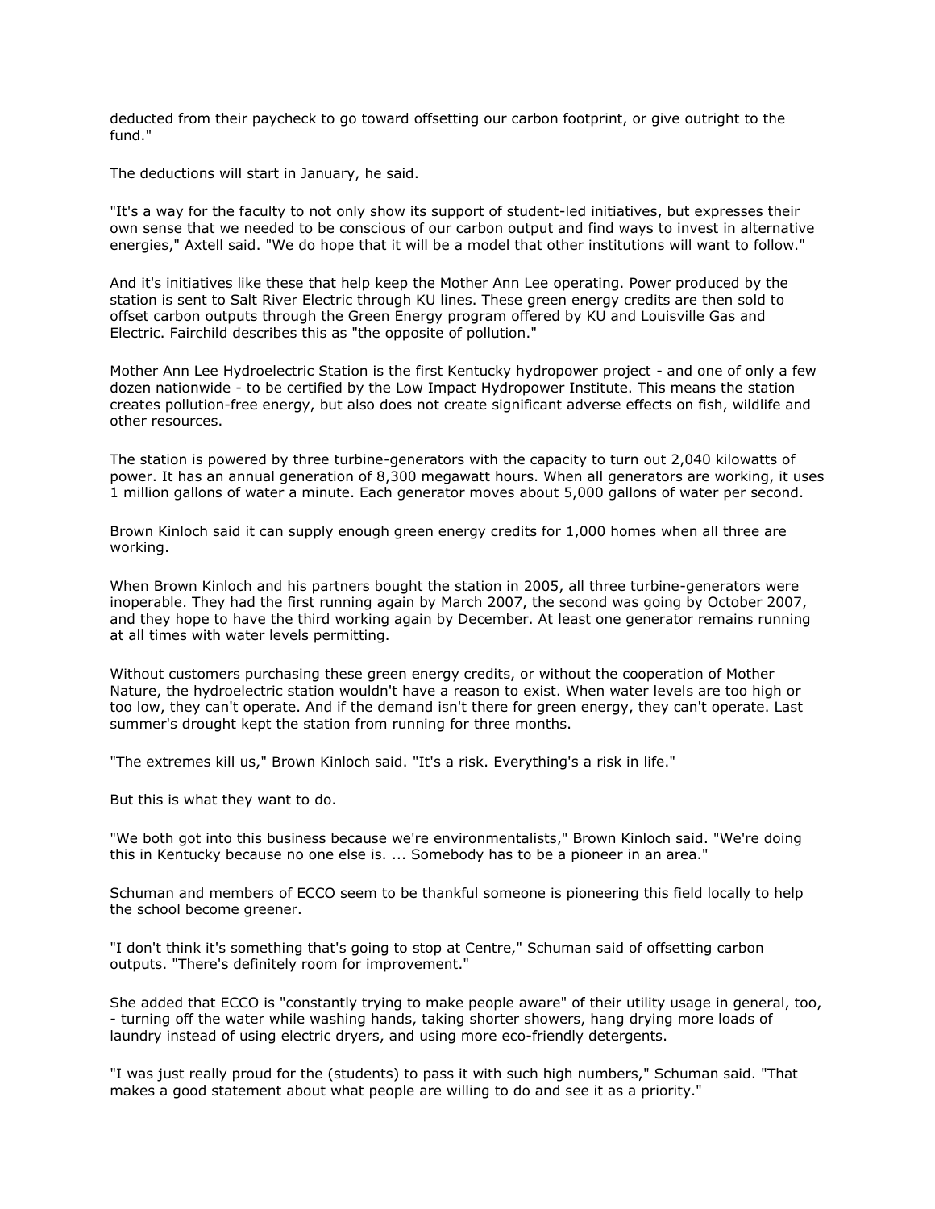deducted from their paycheck to go toward offsetting our carbon footprint, or give outright to the fund."

The deductions will start in January, he said.

"It's a way for the faculty to not only show its support of student-led initiatives, but expresses their own sense that we needed to be conscious of our carbon output and find ways to invest in alternative energies," Axtell said. "We do hope that it will be a model that other institutions will want to follow."

And it's initiatives like these that help keep the Mother Ann Lee operating. Power produced by the station is sent to Salt River Electric through KU lines. These green energy credits are then sold to offset carbon outputs through the Green Energy program offered by KU and Louisville Gas and Electric. Fairchild describes this as "the opposite of pollution."

Mother Ann Lee Hydroelectric Station is the first Kentucky hydropower project - and one of only a few dozen nationwide - to be certified by the Low Impact Hydropower Institute. This means the station creates pollution-free energy, but also does not create significant adverse effects on fish, wildlife and other resources.

The station is powered by three turbine-generators with the capacity to turn out 2,040 kilowatts of power. It has an annual generation of 8,300 megawatt hours. When all generators are working, it uses 1 million gallons of water a minute. Each generator moves about 5,000 gallons of water per second.

Brown Kinloch said it can supply enough green energy credits for 1,000 homes when all three are working.

When Brown Kinloch and his partners bought the station in 2005, all three turbine-generators were inoperable. They had the first running again by March 2007, the second was going by October 2007, and they hope to have the third working again by December. At least one generator remains running at all times with water levels permitting.

Without customers purchasing these green energy credits, or without the cooperation of Mother Nature, the hydroelectric station wouldn't have a reason to exist. When water levels are too high or too low, they can't operate. And if the demand isn't there for green energy, they can't operate. Last summer's drought kept the station from running for three months.

"The extremes kill us," Brown Kinloch said. "It's a risk. Everything's a risk in life."

But this is what they want to do.

"We both got into this business because we're environmentalists," Brown Kinloch said. "We're doing this in Kentucky because no one else is. ... Somebody has to be a pioneer in an area."

Schuman and members of ECCO seem to be thankful someone is pioneering this field locally to help the school become greener.

"I don't think it's something that's going to stop at Centre," Schuman said of offsetting carbon outputs. "There's definitely room for improvement."

She added that ECCO is "constantly trying to make people aware" of their utility usage in general, too, - turning off the water while washing hands, taking shorter showers, hang drying more loads of laundry instead of using electric dryers, and using more eco-friendly detergents.

"I was just really proud for the (students) to pass it with such high numbers," Schuman said. "That makes a good statement about what people are willing to do and see it as a priority."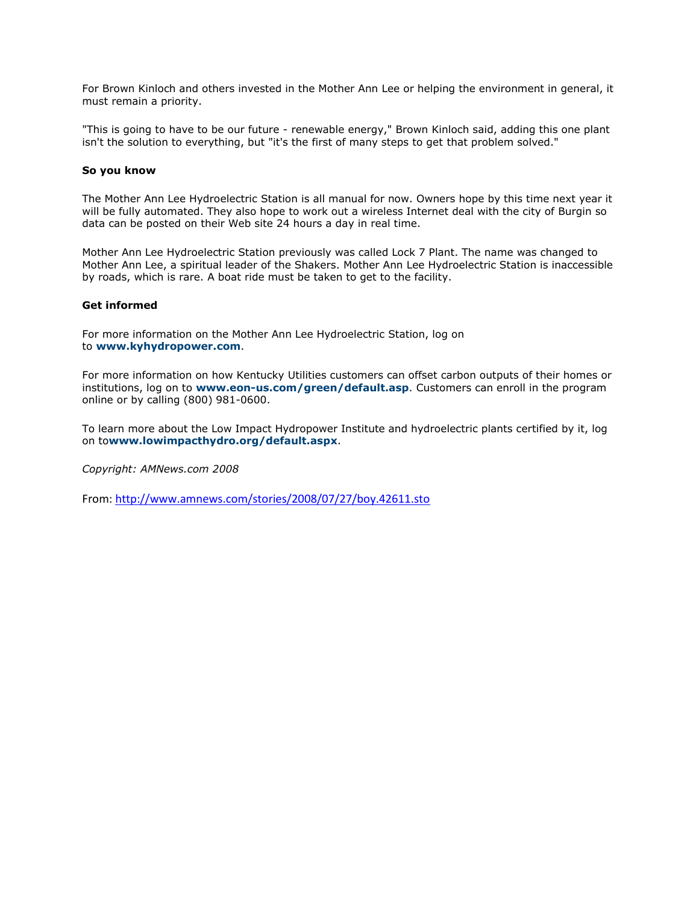For Brown Kinloch and others invested in the Mother Ann Lee or helping the environment in general, it must remain a priority.

"This is going to have to be our future - renewable energy," Brown Kinloch said, adding this one plant isn't the solution to everything, but "it's the first of many steps to get that problem solved."

**So you know**

The Mother Ann Lee Hydroelectric Station is all manual for now. Owners hope by this time next year it will be fully automated. They also hope to work out a wireless Internet deal with the city of Burgin so data can be posted on their Web site 24 hours a day in real time.

Mother Ann Lee Hydroelectric Station previously was called Lock 7 Plant. The name was changed to Mother Ann Lee, a spiritual leader of the Shakers. Mother Ann Lee Hydroelectric Station is inaccessible by roads, which is rare. A boat ride must be taken to get to the facility.

**Get informed**

For more information on the Mother Ann Lee Hydroelectric Station, log on to **www.kyhydropower.com**.

For more information on how Kentucky Utilities customers can offset carbon outputs of their homes or institutions, log on to **www.eon-us.com/green/default.asp**. Customers can enroll in the program online or by calling (800) 981-0600.

To learn more about the Low Impact Hydropower Institute and hydroelectric plants certified by it, log on to**www.lowimpacthydro.org/default.aspx**.

*Copyright: AMNews.com 2008*

From: http://www.amnews.com/stories/2008/07/27/boy.42611.sto